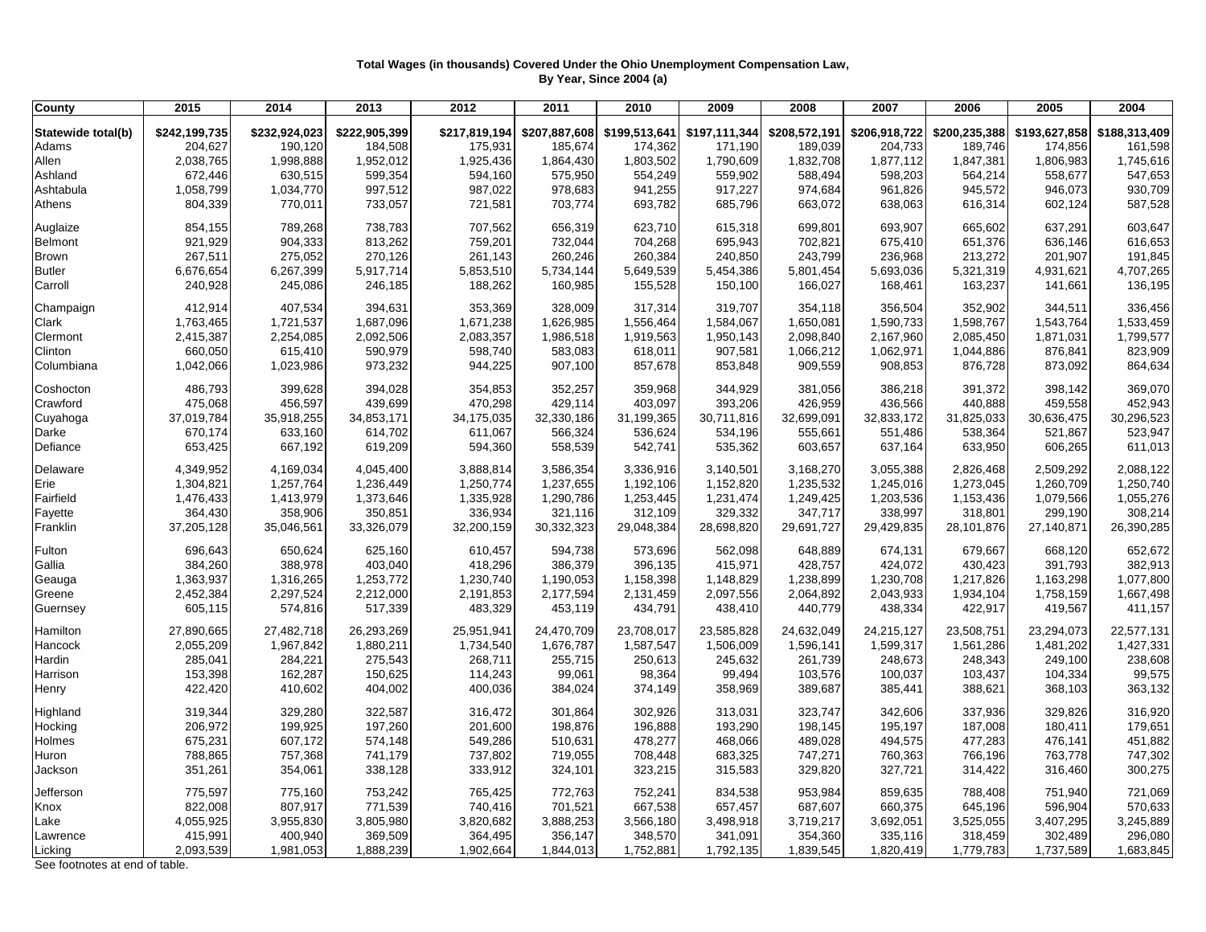**Total Wages (in thousands) Covered Under the Ohio Unemployment Compensation Law, By Year, Since 2004 (a)**

| County | 2015 | 2014 | 2013 | 2012 | 2011 | 2010 | 2009 | 2008 | 2007 | 2006 | 2005 | 2004 |
|---|---|---|---|---|---|---|---|---|---|---|---|---|
| **Statewide total(b)** | **$242,199,735** | **$232,924,023** | **$222,905,399** | **$217,819,194** | **$207,887,608** | **$199,513,641** | **$197,111,344** | **$208,572,191** | **$206,918,722** | **$200,235,388** | **$193,627,858** | **$188,313,409** |
| Adams | 204,627 | 190,120 | 184,508 | 175,931 | 185,674 | 174,362 | 171,190 | 189,039 | 204,733 | 189,746 | 174,856 | 161,598 |
| Allen | 2,038,765 | 1,998,888 | 1,952,012 | 1,925,436 | 1,864,430 | 1,803,502 | 1,790,609 | 1,832,708 | 1,877,112 | 1,847,381 | 1,806,983 | 1,745,616 |
| Ashland | 672,446 | 630,515 | 599,354 | 594,160 | 575,950 | 554,249 | 559,902 | 588,494 | 598,203 | 564,214 | 558,677 | 547,653 |
| Ashtabula | 1,058,799 | 1,034,770 | 997,512 | 987,022 | 978,683 | 941,255 | 917,227 | 974,684 | 961,826 | 945,572 | 946,073 | 930,709 |
| Athens | 804,339 | 770,011 | 733,057 | 721,581 | 703,774 | 693,782 | 685,796 | 663,072 | 638,063 | 616,314 | 602,124 | 587,528 |
| Auglaize | 854,155 | 789,268 | 738,783 | 707,562 | 656,319 | 623,710 | 615,318 | 699,801 | 693,907 | 665,602 | 637,291 | 603,647 |
| Belmont | 921,929 | 904,333 | 813,262 | 759,201 | 732,044 | 704,268 | 695,943 | 702,821 | 675,410 | 651,376 | 636,146 | 616,653 |
| Brown | 267,511 | 275,052 | 270,126 | 261,143 | 260,246 | 260,384 | 240,850 | 243,799 | 236,968 | 213,272 | 201,907 | 191,845 |
| Butler | 6,676,654 | 6,267,399 | 5,917,714 | 5,853,510 | 5,734,144 | 5,649,539 | 5,454,386 | 5,801,454 | 5,693,036 | 5,321,319 | 4,931,621 | 4,707,265 |
| Carroll | 240,928 | 245,086 | 246,185 | 188,262 | 160,985 | 155,528 | 150,100 | 166,027 | 168,461 | 163,237 | 141,661 | 136,195 |
| Champaign | 412,914 | 407,534 | 394,631 | 353,369 | 328,009 | 317,314 | 319,707 | 354,118 | 356,504 | 352,902 | 344,511 | 336,456 |
| Clark | 1,763,465 | 1,721,537 | 1,687,096 | 1,671,238 | 1,626,985 | 1,556,464 | 1,584,067 | 1,650,081 | 1,590,733 | 1,598,767 | 1,543,764 | 1,533,459 |
| Clermont | 2,415,387 | 2,254,085 | 2,092,506 | 2,083,357 | 1,986,518 | 1,919,563 | 1,950,143 | 2,098,840 | 2,167,960 | 2,085,450 | 1,871,031 | 1,799,577 |
| Clinton | 660,050 | 615,410 | 590,979 | 598,740 | 583,083 | 618,011 | 907,581 | 1,066,212 | 1,062,971 | 1,044,886 | 876,841 | 823,909 |
| Columbiana | 1,042,066 | 1,023,986 | 973,232 | 944,225 | 907,100 | 857,678 | 853,848 | 909,559 | 908,853 | 876,728 | 873,092 | 864,634 |
| Coshocton | 486,793 | 399,628 | 394,028 | 354,853 | 352,257 | 359,968 | 344,929 | 381,056 | 386,218 | 391,372 | 398,142 | 369,070 |
| Crawford | 475,068 | 456,597 | 439,699 | 470,298 | 429,114 | 403,097 | 393,206 | 426,959 | 436,566 | 440,888 | 459,558 | 452,943 |
| Cuyahoga | 37,019,784 | 35,918,255 | 34,853,171 | 34,175,035 | 32,330,186 | 31,199,365 | 30,711,816 | 32,699,091 | 32,833,172 | 31,825,033 | 30,636,475 | 30,296,523 |
| Darke | 670,174 | 633,160 | 614,702 | 611,067 | 566,324 | 536,624 | 534,196 | 555,661 | 551,486 | 538,364 | 521,867 | 523,947 |
| Defiance | 653,425 | 667,192 | 619,209 | 594,360 | 558,539 | 542,741 | 535,362 | 603,657 | 637,164 | 633,950 | 606,265 | 611,013 |
| Delaware | 4,349,952 | 4,169,034 | 4,045,400 | 3,888,814 | 3,586,354 | 3,336,916 | 3,140,501 | 3,168,270 | 3,055,388 | 2,826,468 | 2,509,292 | 2,088,122 |
| Erie | 1,304,821 | 1,257,764 | 1,236,449 | 1,250,774 | 1,237,655 | 1,192,106 | 1,152,820 | 1,235,532 | 1,245,016 | 1,273,045 | 1,260,709 | 1,250,740 |
| Fairfield | 1,476,433 | 1,413,979 | 1,373,646 | 1,335,928 | 1,290,786 | 1,253,445 | 1,231,474 | 1,249,425 | 1,203,536 | 1,153,436 | 1,079,566 | 1,055,276 |
| Fayette | 364,430 | 358,906 | 350,851 | 336,934 | 321,116 | 312,109 | 329,332 | 347,717 | 338,997 | 318,801 | 299,190 | 308,214 |
| Franklin | 37,205,128 | 35,046,561 | 33,326,079 | 32,200,159 | 30,332,323 | 29,048,384 | 28,698,820 | 29,691,727 | 29,429,835 | 28,101,876 | 27,140,871 | 26,390,285 |
| Fulton | 696,643 | 650,624 | 625,160 | 610,457 | 594,738 | 573,696 | 562,098 | 648,889 | 674,131 | 679,667 | 668,120 | 652,672 |
| Gallia | 384,260 | 388,978 | 403,040 | 418,296 | 386,379 | 396,135 | 415,971 | 428,757 | 424,072 | 430,423 | 391,793 | 382,913 |
| Geauga | 1,363,937 | 1,316,265 | 1,253,772 | 1,230,740 | 1,190,053 | 1,158,398 | 1,148,829 | 1,238,899 | 1,230,708 | 1,217,826 | 1,163,298 | 1,077,800 |
| Greene | 2,452,384 | 2,297,524 | 2,212,000 | 2,191,853 | 2,177,594 | 2,131,459 | 2,097,556 | 2,064,892 | 2,043,933 | 1,934,104 | 1,758,159 | 1,667,498 |
| Guernsey | 605,115 | 574,816 | 517,339 | 483,329 | 453,119 | 434,791 | 438,410 | 440,779 | 438,334 | 422,917 | 419,567 | 411,157 |
| Hamilton | 27,890,665 | 27,482,718 | 26,293,269 | 25,951,941 | 24,470,709 | 23,708,017 | 23,585,828 | 24,632,049 | 24,215,127 | 23,508,751 | 23,294,073 | 22,577,131 |
| Hancock | 2,055,209 | 1,967,842 | 1,880,211 | 1,734,540 | 1,676,787 | 1,587,547 | 1,506,009 | 1,596,141 | 1,599,317 | 1,561,286 | 1,481,202 | 1,427,331 |
| Hardin | 285,041 | 284,221 | 275,543 | 268,711 | 255,715 | 250,613 | 245,632 | 261,739 | 248,673 | 248,343 | 249,100 | 238,608 |
| Harrison | 153,398 | 162,287 | 150,625 | 114,243 | 99,061 | 98,364 | 99,494 | 103,576 | 100,037 | 103,437 | 104,334 | 99,575 |
| Henry | 422,420 | 410,602 | 404,002 | 400,036 | 384,024 | 374,149 | 358,969 | 389,687 | 385,441 | 388,621 | 368,103 | 363,132 |
| Highland | 319,344 | 329,280 | 322,587 | 316,472 | 301,864 | 302,926 | 313,031 | 323,747 | 342,606 | 337,936 | 329,826 | 316,920 |
| Hocking | 206,972 | 199,925 | 197,260 | 201,600 | 198,876 | 196,888 | 193,290 | 198,145 | 195,197 | 187,008 | 180,411 | 179,651 |
| Holmes | 675,231 | 607,172 | 574,148 | 549,286 | 510,631 | 478,277 | 468,066 | 489,028 | 494,575 | 477,283 | 476,141 | 451,882 |
| Huron | 788,865 | 757,368 | 741,179 | 737,802 | 719,055 | 708,448 | 683,325 | 747,271 | 760,363 | 766,196 | 763,778 | 747,302 |
| Jackson | 351,261 | 354,061 | 338,128 | 333,912 | 324,101 | 323,215 | 315,583 | 329,820 | 327,721 | 314,422 | 316,460 | 300,275 |
| Jefferson | 775,597 | 775,160 | 753,242 | 765,425 | 772,763 | 752,241 | 834,538 | 953,984 | 859,635 | 788,408 | 751,940 | 721,069 |
| Knox | 822,008 | 807,917 | 771,539 | 740,416 | 701,521 | 667,538 | 657,457 | 687,607 | 660,375 | 645,196 | 596,904 | 570,633 |
| Lake | 4,055,925 | 3,955,830 | 3,805,980 | 3,820,682 | 3,888,253 | 3,566,180 | 3,498,918 | 3,719,217 | 3,692,051 | 3,525,055 | 3,407,295 | 3,245,889 |
| Lawrence | 415,991 | 400,940 | 369,509 | 364,495 | 356,147 | 348,570 | 341,091 | 354,360 | 335,116 | 318,459 | 302,489 | 296,080 |
| Licking | 2,093,539 | 1,981,053 | 1,888,239 | 1,902,664 | 1,844,013 | 1,752,881 | 1,792,135 | 1,839,545 | 1,820,419 | 1,779,783 | 1,737,589 | 1,683,845 |

See footnotes at end of table.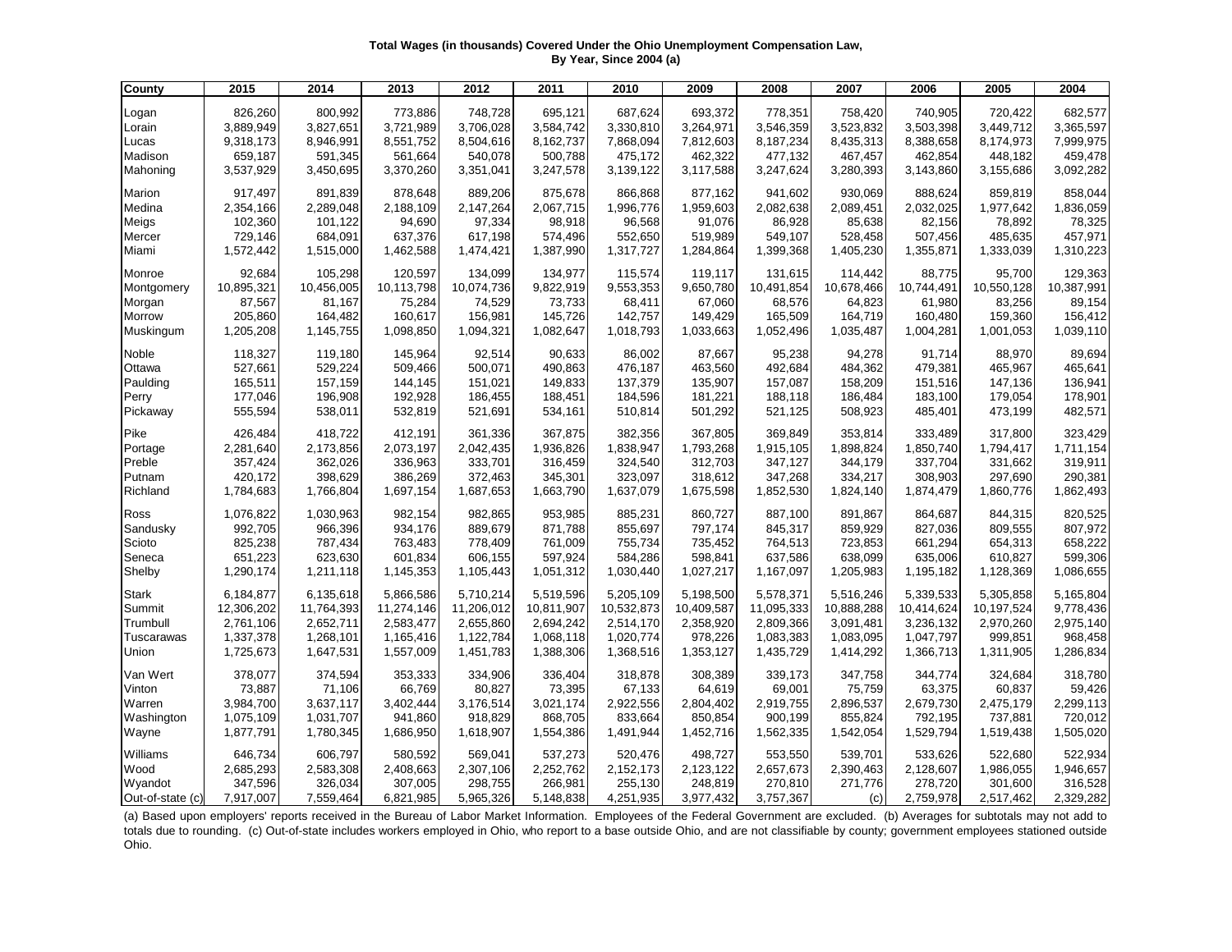**Total Wages (in thousands) Covered Under the Ohio Unemployment Compensation Law, By Year, Since 2004 (a)**

| County | 2015 | 2014 | 2013 | 2012 | 2011 | 2010 | 2009 | 2008 | 2007 | 2006 | 2005 | 2004 |
|---|---|---|---|---|---|---|---|---|---|---|---|---|
| Logan | 826,260 | 800,992 | 773,886 | 748,728 | 695,121 | 687,624 | 693,372 | 778,351 | 758,420 | 740,905 | 720,422 | 682,577 |
| Lorain | 3,889,949 | 3,827,651 | 3,721,989 | 3,706,028 | 3,584,742 | 3,330,810 | 3,264,971 | 3,546,359 | 3,523,832 | 3,503,398 | 3,449,712 | 3,365,597 |
| Lucas | 9,318,173 | 8,946,991 | 8,551,752 | 8,504,616 | 8,162,737 | 7,868,094 | 7,812,603 | 8,187,234 | 8,435,313 | 8,388,658 | 8,174,973 | 7,999,975 |
| Madison | 659,187 | 591,345 | 561,664 | 540,078 | 500,788 | 475,172 | 462,322 | 477,132 | 467,457 | 462,854 | 448,182 | 459,478 |
| Mahoning | 3,537,929 | 3,450,695 | 3,370,260 | 3,351,041 | 3,247,578 | 3,139,122 | 3,117,588 | 3,247,624 | 3,280,393 | 3,143,860 | 3,155,686 | 3,092,282 |
| Marion | 917,497 | 891,839 | 878,648 | 889,206 | 875,678 | 866,868 | 877,162 | 941,602 | 930,069 | 888,624 | 859,819 | 858,044 |
| Medina | 2,354,166 | 2,289,048 | 2,188,109 | 2,147,264 | 2,067,715 | 1,996,776 | 1,959,603 | 2,082,638 | 2,089,451 | 2,032,025 | 1,977,642 | 1,836,059 |
| Meigs | 102,360 | 101,122 | 94,690 | 97,334 | 98,918 | 96,568 | 91,076 | 86,928 | 85,638 | 82,156 | 78,892 | 78,325 |
| Mercer | 729,146 | 684,091 | 637,376 | 617,198 | 574,496 | 552,650 | 519,989 | 549,107 | 528,458 | 507,456 | 485,635 | 457,971 |
| Miami | 1,572,442 | 1,515,000 | 1,462,588 | 1,474,421 | 1,387,990 | 1,317,727 | 1,284,864 | 1,399,368 | 1,405,230 | 1,355,871 | 1,333,039 | 1,310,223 |
| Monroe | 92,684 | 105,298 | 120,597 | 134,099 | 134,977 | 115,574 | 119,117 | 131,615 | 114,442 | 88,775 | 95,700 | 129,363 |
| Montgomery | 10,895,321 | 10,456,005 | 10,113,798 | 10,074,736 | 9,822,919 | 9,553,353 | 9,650,780 | 10,491,854 | 10,678,466 | 10,744,491 | 10,550,128 | 10,387,991 |
| Morgan | 87,567 | 81,167 | 75,284 | 74,529 | 73,733 | 68,411 | 67,060 | 68,576 | 64,823 | 61,980 | 83,256 | 89,154 |
| Morrow | 205,860 | 164,482 | 160,617 | 156,981 | 145,726 | 142,757 | 149,429 | 165,509 | 164,719 | 160,480 | 159,360 | 156,412 |
| Muskingum | 1,205,208 | 1,145,755 | 1,098,850 | 1,094,321 | 1,082,647 | 1,018,793 | 1,033,663 | 1,052,496 | 1,035,487 | 1,004,281 | 1,001,053 | 1,039,110 |
| Noble | 118,327 | 119,180 | 145,964 | 92,514 | 90,633 | 86,002 | 87,667 | 95,238 | 94,278 | 91,714 | 88,970 | 89,694 |
| Ottawa | 527,661 | 529,224 | 509,466 | 500,071 | 490,863 | 476,187 | 463,560 | 492,684 | 484,362 | 479,381 | 465,967 | 465,641 |
| Paulding | 165,511 | 157,159 | 144,145 | 151,021 | 149,833 | 137,379 | 135,907 | 157,087 | 158,209 | 151,516 | 147,136 | 136,941 |
| Perry | 177,046 | 196,908 | 192,928 | 186,455 | 188,451 | 184,596 | 181,221 | 188,118 | 186,484 | 183,100 | 179,054 | 178,901 |
| Pickaway | 555,594 | 538,011 | 532,819 | 521,691 | 534,161 | 510,814 | 501,292 | 521,125 | 508,923 | 485,401 | 473,199 | 482,571 |
| Pike | 426,484 | 418,722 | 412,191 | 361,336 | 367,875 | 382,356 | 367,805 | 369,849 | 353,814 | 333,489 | 317,800 | 323,429 |
| Portage | 2,281,640 | 2,173,856 | 2,073,197 | 2,042,435 | 1,936,826 | 1,838,947 | 1,793,268 | 1,915,105 | 1,898,824 | 1,850,740 | 1,794,417 | 1,711,154 |
| Preble | 357,424 | 362,026 | 336,963 | 333,701 | 316,459 | 324,540 | 312,703 | 347,127 | 344,179 | 337,704 | 331,662 | 319,911 |
| Putnam | 420,172 | 398,629 | 386,269 | 372,463 | 345,301 | 323,097 | 318,612 | 347,268 | 334,217 | 308,903 | 297,690 | 290,381 |
| Richland | 1,784,683 | 1,766,804 | 1,697,154 | 1,687,653 | 1,663,790 | 1,637,079 | 1,675,598 | 1,852,530 | 1,824,140 | 1,874,479 | 1,860,776 | 1,862,493 |
| Ross | 1,076,822 | 1,030,963 | 982,154 | 982,865 | 953,985 | 885,231 | 860,727 | 887,100 | 891,867 | 864,687 | 844,315 | 820,525 |
| Sandusky | 992,705 | 966,396 | 934,176 | 889,679 | 871,788 | 855,697 | 797,174 | 845,317 | 859,929 | 827,036 | 809,555 | 807,972 |
| Scioto | 825,238 | 787,434 | 763,483 | 778,409 | 761,009 | 755,734 | 735,452 | 764,513 | 723,853 | 661,294 | 654,313 | 658,222 |
| Seneca | 651,223 | 623,630 | 601,834 | 606,155 | 597,924 | 584,286 | 598,841 | 637,586 | 638,099 | 635,006 | 610,827 | 599,306 |
| Shelby | 1,290,174 | 1,211,118 | 1,145,353 | 1,105,443 | 1,051,312 | 1,030,440 | 1,027,217 | 1,167,097 | 1,205,983 | 1,195,182 | 1,128,369 | 1,086,655 |
| Stark | 6,184,877 | 6,135,618 | 5,866,586 | 5,710,214 | 5,519,596 | 5,205,109 | 5,198,500 | 5,578,371 | 5,516,246 | 5,339,533 | 5,305,858 | 5,165,804 |
| Summit | 12,306,202 | 11,764,393 | 11,274,146 | 11,206,012 | 10,811,907 | 10,532,873 | 10,409,587 | 11,095,333 | 10,888,288 | 10,414,624 | 10,197,524 | 9,778,436 |
| Trumbull | 2,761,106 | 2,652,711 | 2,583,477 | 2,655,860 | 2,694,242 | 2,514,170 | 2,358,920 | 2,809,366 | 3,091,481 | 3,236,132 | 2,970,260 | 2,975,140 |
| Tuscarawas | 1,337,378 | 1,268,101 | 1,165,416 | 1,122,784 | 1,068,118 | 1,020,774 | 978,226 | 1,083,383 | 1,083,095 | 1,047,797 | 999,851 | 968,458 |
| Union | 1,725,673 | 1,647,531 | 1,557,009 | 1,451,783 | 1,388,306 | 1,368,516 | 1,353,127 | 1,435,729 | 1,414,292 | 1,366,713 | 1,311,905 | 1,286,834 |
| Van Wert | 378,077 | 374,594 | 353,333 | 334,906 | 336,404 | 318,878 | 308,389 | 339,173 | 347,758 | 344,774 | 324,684 | 318,780 |
| Vinton | 73,887 | 71,106 | 66,769 | 80,827 | 73,395 | 67,133 | 64,619 | 69,001 | 75,759 | 63,375 | 60,837 | 59,426 |
| Warren | 3,984,700 | 3,637,117 | 3,402,444 | 3,176,514 | 3,021,174 | 2,922,556 | 2,804,402 | 2,919,755 | 2,896,537 | 2,679,730 | 2,475,179 | 2,299,113 |
| Washington | 1,075,109 | 1,031,707 | 941,860 | 918,829 | 868,705 | 833,664 | 850,854 | 900,199 | 855,824 | 792,195 | 737,881 | 720,012 |
| Wayne | 1,877,791 | 1,780,345 | 1,686,950 | 1,618,907 | 1,554,386 | 1,491,944 | 1,452,716 | 1,562,335 | 1,542,054 | 1,529,794 | 1,519,438 | 1,505,020 |
| Williams | 646,734 | 606,797 | 580,592 | 569,041 | 537,273 | 520,476 | 498,727 | 553,550 | 539,701 | 533,626 | 522,680 | 522,934 |
| Wood | 2,685,293 | 2,583,308 | 2,408,663 | 2,307,106 | 2,252,762 | 2,152,173 | 2,123,122 | 2,657,673 | 2,390,463 | 2,128,607 | 1,986,055 | 1,946,657 |
| Wyandot | 347,596 | 326,034 | 307,005 | 298,755 | 266,981 | 255,130 | 248,819 | 270,810 | 271,776 | 278,720 | 301,600 | 316,528 |
| Out-of-state (c) | 7,917,007 | 7,559,464 | 6,821,985 | 5,965,326 | 5,148,838 | 4,251,935 | 3,977,432 | 3,757,367 | (c) | 2,759,978 | 2,517,462 | 2,329,282 |

(a) Based upon employers' reports received in the Bureau of Labor Market Information. Employees of the Federal Government are excluded. (b) Averages for subtotals may not add to totals due to rounding. (c) Out-of-state includes workers employed in Ohio, who report to a base outside Ohio, and are not classifiable by county; government employees stationed outside Ohio.